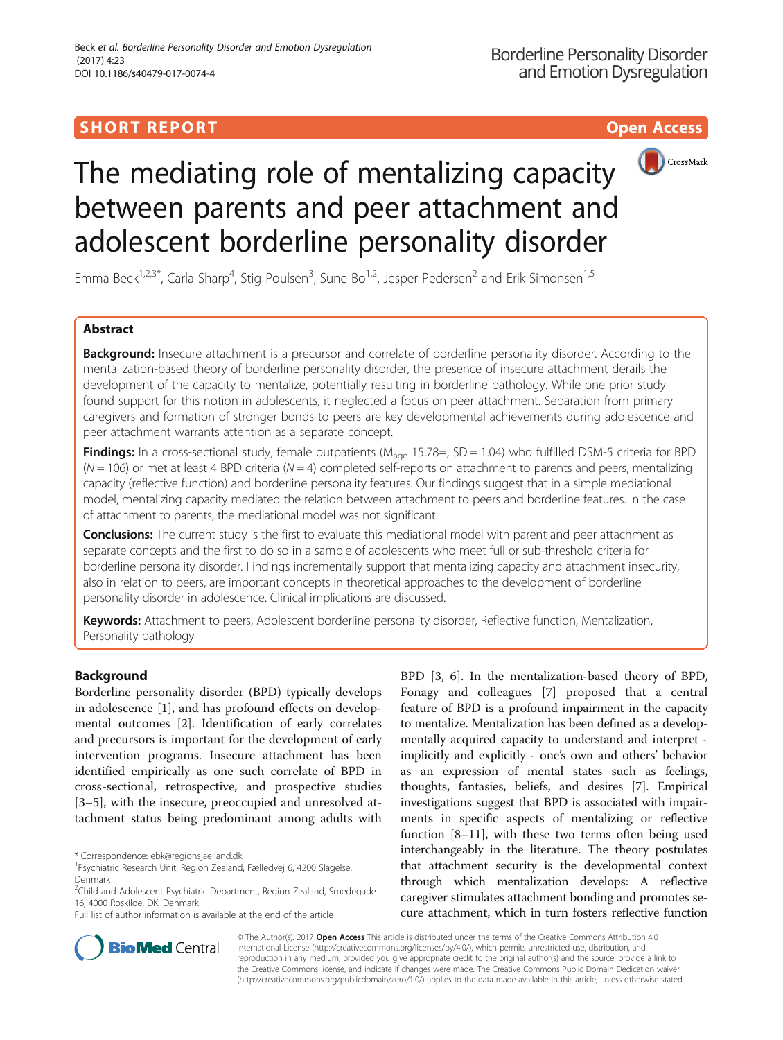SHORT REPORT

Open Access

# The mediating role of mentalizing capacity between parents and peer attachment and adolescent borderline personality disorder

Emma Beck[1,2,3*], Carla Sharp[4], Stig Poulsen[3], Sune Bo[1,2], Jesper Pedersen[2] and Erik Simonsen[1,5]

## Abstract

**Background:** Insecure attachment is a precursor and correlate of borderline personality disorder. According to the mentalization-based theory of borderline personality disorder, the presence of insecure attachment derails the development of the capacity to mentalize, potentially resulting in borderline pathology. While one prior study found support for this notion in adolescents, it neglected a focus on peer attachment. Separation from primary caregivers and formation of stronger bonds to peers are key developmental achievements during adolescence and peer attachment warrants attention as a separate concept.

**Findings:** In a cross-sectional study, female outpatients ($M_{age}$ 15.78=, SD = 1.04) who fulfilled DSM-5 criteria for BPD (N = 106) or met at least 4 BPD criteria (N = 4) completed self-reports on attachment to parents and peers, mentalizing capacity (reflective function) and borderline personality features. Our findings suggest that in a simple mediational model, mentalizing capacity mediated the relation between attachment to peers and borderline features. In the case of attachment to parents, the mediational model was not significant.

**Conclusions:** The current study is the first to evaluate this mediational model with parent and peer attachment as separate concepts and the first to do so in a sample of adolescents who meet full or sub-threshold criteria for borderline personality disorder. Findings incrementally support that mentalizing capacity and attachment insecurity, also in relation to peers, are important concepts in theoretical approaches to the development of borderline personality disorder in adolescence. Clinical implications are discussed.

**Keywords:** Attachment to peers, Adolescent borderline personality disorder, Reflective function, Mentalization, Personality pathology

## Background

Borderline personality disorder (BPD) typically develops in adolescence [1], and has profound effects on developmental outcomes [2]. Identification of early correlates and precursors is important for the development of early intervention programs. Insecure attachment has been identified empirically as one such correlate of BPD in cross-sectional, retrospective, and prospective studies [3–5], with the insecure, preoccupied and unresolved attachment status being predominant among adults with BPD [3, 6]. In the mentalization-based theory of BPD, Fonagy and colleagues [7] proposed that a central feature of BPD is a profound impairment in the capacity to mentalize. Mentalization has been defined as a developmentally acquired capacity to understand and interpret - implicitly and explicitly - one's own and others' behavior as an expression of mental states such as feelings, thoughts, fantasies, beliefs, and desires [7]. Empirical investigations suggest that BPD is associated with impairments in specific aspects of mentalizing or reflective function [8–11], with these two terms often being used interchangeably in the literature. The theory postulates that attachment security is the developmental context through which mentalization develops: A reflective caregiver stimulates attachment bonding and promotes secure attachment, which in turn fosters reflective function

* Correspondence: ebk@regionsjaelland.dk
[1]Psychiatric Research Unit, Region Zealand, Fælledvej 6, 4200 Slagelse, Denmark
[2]Child and Adolescent Psychiatric Department, Region Zealand, Smedegade 16, 4000 Roskilde, DK, Denmark
Full list of author information is available at the end of the article

© The Author(s). 2017 **Open Access** This article is distributed under the terms of the Creative Commons Attribution 4.0 International License (http://creativecommons.org/licenses/by/4.0/), which permits unrestricted use, distribution, and reproduction in any medium, provided you give appropriate credit to the original author(s) and the source, provide a link to the Creative Commons license, and indicate if changes were made. The Creative Commons Public Domain Dedication waiver (http://creativecommons.org/publicdomain/zero/1.0/) applies to the data made available in this article, unless otherwise stated.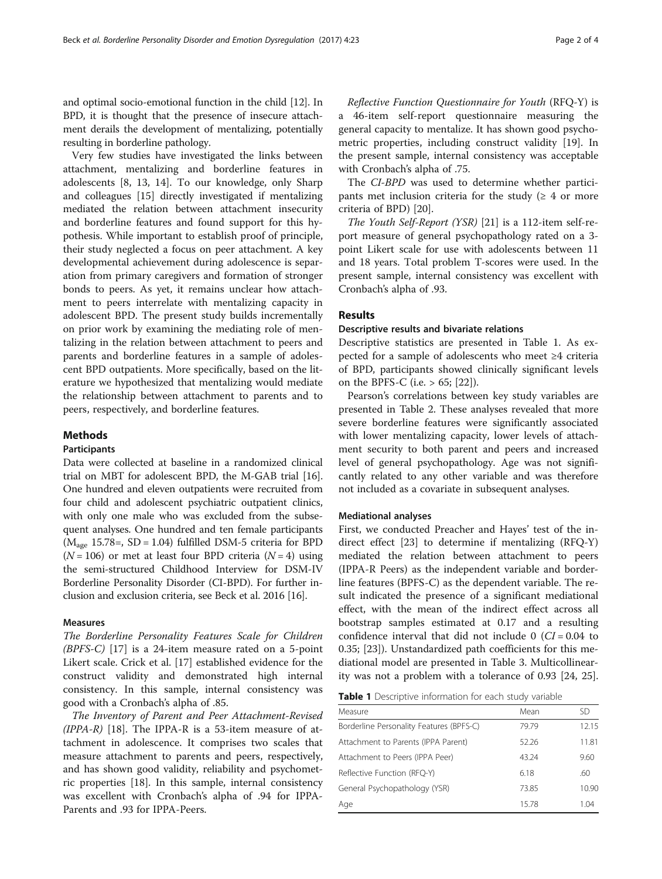and optimal socio-emotional function in the child [12]. In BPD, it is thought that the presence of insecure attachment derails the development of mentalizing, potentially resulting in borderline pathology.

Very few studies have investigated the links between attachment, mentalizing and borderline features in adolescents [8, 13, 14]. To our knowledge, only Sharp and colleagues [15] directly investigated if mentalizing mediated the relation between attachment insecurity and borderline features and found support for this hypothesis. While important to establish proof of principle, their study neglected a focus on peer attachment. A key developmental achievement during adolescence is separation from primary caregivers and formation of stronger bonds to peers. As yet, it remains unclear how attachment to peers interrelate with mentalizing capacity in adolescent BPD. The present study builds incrementally on prior work by examining the mediating role of mentalizing in the relation between attachment to peers and parents and borderline features in a sample of adolescent BPD outpatients. More specifically, based on the literature we hypothesized that mentalizing would mediate the relationship between attachment to parents and to peers, respectively, and borderline features.

## Methods

### Participants

Data were collected at baseline in a randomized clinical trial on MBT for adolescent BPD, the M-GAB trial [16]. One hundred and eleven outpatients were recruited from four child and adolescent psychiatric outpatient clinics, with only one male who was excluded from the subsequent analyses. One hundred and ten female participants ($M_{age}$ 15.78=, SD = 1.04) fulfilled DSM-5 criteria for BPD ($N = 106$) or met at least four BPD criteria ($N = 4$) using the semi-structured Childhood Interview for DSM-IV Borderline Personality Disorder (CI-BPD). For further inclusion and exclusion criteria, see Beck et al. 2016 [16].

### Measures

*The Borderline Personality Features Scale for Children (BPFS-C)* [17] is a 24-item measure rated on a 5-point Likert scale. Crick et al. [17] established evidence for the construct validity and demonstrated high internal consistency. In this sample, internal consistency was good with a Cronbach's alpha of .85.

*The Inventory of Parent and Peer Attachment-Revised (IPPA-R)* [18]. The IPPA-R is a 53-item measure of attachment in adolescence. It comprises two scales that measure attachment to parents and peers, respectively, and has shown good validity, reliability and psychometric properties [18]. In this sample, internal consistency was excellent with Cronbach's alpha of .94 for IPPA-Parents and .93 for IPPA-Peers.

*Reflective Function Questionnaire for Youth* (RFQ-Y) is a 46-item self-report questionnaire measuring the general capacity to mentalize. It has shown good psychometric properties, including construct validity [19]. In the present sample, internal consistency was acceptable with Cronbach's alpha of .75.

The *CI-BPD* was used to determine whether participants met inclusion criteria for the study (≥ 4 or more criteria of BPD) [20].

*The Youth Self-Report (YSR)* [21] is a 112-item self-report measure of general psychopathology rated on a 3-point Likert scale for use with adolescents between 11 and 18 years. Total problem T-scores were used. In the present sample, internal consistency was excellent with Cronbach's alpha of .93.

## Results

### Descriptive results and bivariate relations

Descriptive statistics are presented in Table 1. As expected for a sample of adolescents who meet ≥4 criteria of BPD, participants showed clinically significant levels on the BPFS-C (i.e. > 65; [22]).

Pearson's correlations between key study variables are presented in Table 2. These analyses revealed that more severe borderline features were significantly associated with lower mentalizing capacity, lower levels of attachment security to both parent and peers and increased level of general psychopathology. Age was not significantly related to any other variable and was therefore not included as a covariate in subsequent analyses.

### Mediational analyses

First, we conducted Preacher and Hayes' test of the indirect effect [23] to determine if mentalizing (RFQ-Y) mediated the relation between attachment to peers (IPPA-R Peers) as the independent variable and borderline features (BPFS-C) as the dependent variable. The result indicated the presence of a significant mediational effect, with the mean of the indirect effect across all bootstrap samples estimated at 0.17 and a resulting confidence interval that did not include 0 ($CI = 0.04$ to 0.35; [23]). Unstandardized path coefficients for this mediational model are presented in Table 3. Multicollinearity was not a problem with a tolerance of 0.93 [24, 25].

**Table 1** Descriptive information for each study variable

| Measure | Mean | SD |
| --- | --- | --- |
| Borderline Personality Features (BPFS-C) | 79.79 | 12.15 |
| Attachment to Parents (IPPA Parent) | 52.26 | 11.81 |
| Attachment to Peers (IPPA Peer) | 43.24 | 9.60 |
| Reflective Function (RFQ-Y) | 6.18 | .60 |
| General Psychopathology (YSR) | 73.85 | 10.90 |
| Age | 15.78 | 1.04 |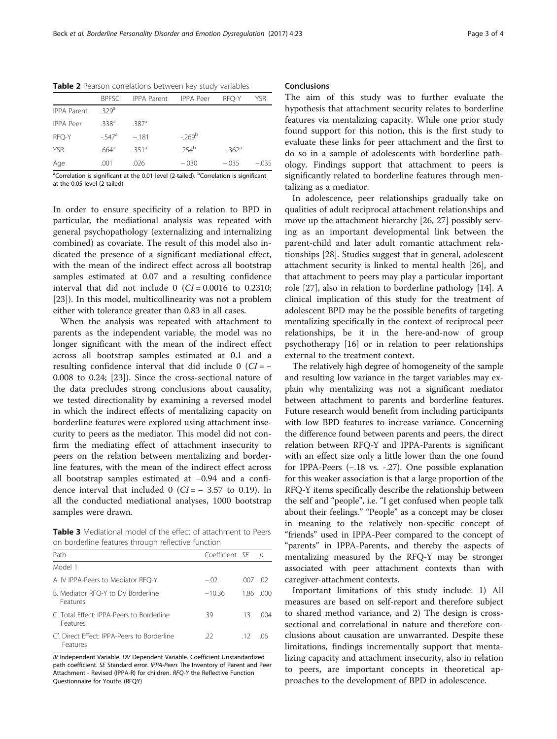**Table 2** Pearson correlations between key study variables

| | BPFSC | IPPA Parent | IPPA Peer | RFQ-Y | YSR |
|---|---|---|---|---|---|
| IPPA Parent | .329[a] | | | | |
| IPPA Peer | .338[a] | .387[a] | | | |
| RFQ-Y | -.547[a] | −.181 | -.269[b] | | |
| YSR | .664[a] | .351[a] | .254[b] | -.362[a] | |
| Age | .001 | .026 | −.030 | −.035 | −.035 |

[a]Correlation is significant at the 0.01 level (2-tailed). [b]Correlation is significant at the 0.05 level (2-tailed)

In order to ensure specificity of a relation to BPD in particular, the mediational analysis was repeated with general psychopathology (externalizing and internalizing combined) as covariate. The result of this model also indicated the presence of a significant mediational effect, with the mean of the indirect effect across all bootstrap samples estimated at 0.07 and a resulting confidence interval that did not include 0 ($CI$ = 0.0016 to 0.2310; [23]). In this model, multicollinearity was not a problem either with tolerance greater than 0.83 in all cases.

When the analysis was repeated with attachment to parents as the independent variable, the model was no longer significant with the mean of the indirect effect across all bootstrap samples estimated at 0.1 and a resulting confidence interval that did include 0 ($CI$ = −0.008 to 0.24; [23]). Since the cross-sectional nature of the data precludes strong conclusions about causality, we tested directionality by examining a reversed model in which the indirect effects of mentalizing capacity on borderline features were explored using attachment insecurity to peers as the mediator. This model did not confirm the mediating effect of attachment insecurity to peers on the relation between mentalizing and borderline features, with the mean of the indirect effect across all bootstrap samples estimated at −0.94 and a confidence interval that included 0 ($CI$ = − 3.57 to 0.19). In all the conducted mediational analyses, 1000 bootstrap samples were drawn.

**Table 3** Mediational model of the effect of attachment to Peers on borderline features through reflective function

| Path | Coefficient | *SE* | *p* |
|---|---|---|---|
| Model 1 | | | |
| A. IV IPPA-Peers to Mediator RFQ-Y | −.02 | .007 | .02 |
| B. Mediator RFQ-Y to DV Borderline Features | −10.36 | 1.86 | .000 |
| C. Total Effect: IPPA-Peers to Borderline Features | .39 | .13 | .004 |
| C′. Direct Effect: IPPA-Peers to Borderline Features | .22 | .12 | .06 |

*IV* Independent Variable. *DV* Dependent Variable. Coefficient Unstandardized path coefficient. *SE* Standard error. *IPPA-Peers* The Inventory of Parent and Peer Attachment - Revised (IPPA-R) for children. *RFQ-Y* the Reflective Function Questionnaire for Youths (RFQY)

## Conclusions

The aim of this study was to further evaluate the hypothesis that attachment security relates to borderline features via mentalizing capacity. While one prior study found support for this notion, this is the first study to evaluate these links for peer attachment and the first to do so in a sample of adolescents with borderline pathology. Findings support that attachment to peers is significantly related to borderline features through mentalizing as a mediator.

In adolescence, peer relationships gradually take on qualities of adult reciprocal attachment relationships and move up the attachment hierarchy [26, 27] possibly serving as an important developmental link between the parent-child and later adult romantic attachment relationships [28]. Studies suggest that in general, adolescent attachment security is linked to mental health [26], and that attachment to peers may play a particular important role [27], also in relation to borderline pathology [14]. A clinical implication of this study for the treatment of adolescent BPD may be the possible benefits of targeting mentalizing specifically in the context of reciprocal peer relationships, be it in the here-and-now of group psychotherapy [16] or in relation to peer relationships external to the treatment context.

The relatively high degree of homogeneity of the sample and resulting low variance in the target variables may explain why mentalizing was not a significant mediator between attachment to parents and borderline features. Future research would benefit from including participants with low BPD features to increase variance. Concerning the difference found between parents and peers, the direct relation between RFQ-Y and IPPA-Parents is significant with an effect size only a little lower than the one found for IPPA-Peers (−.18 vs. -.27). One possible explanation for this weaker association is that a large proportion of the RFQ-Y items specifically describe the relationship between the self and "people", i.e. "I get confused when people talk about their feelings." "People" as a concept may be closer in meaning to the relatively non-specific concept of "friends" used in IPPA-Peer compared to the concept of "parents" in IPPA-Parents, and thereby the aspects of mentalizing measured by the RFQ-Y may be stronger associated with peer attachment contexts than with caregiver-attachment contexts.

Important limitations of this study include: 1) All measures are based on self-report and therefore subject to shared method variance, and 2) The design is cross-sectional and correlational in nature and therefore conclusions about causation are unwarranted. Despite these limitations, findings incrementally support that mentalizing capacity and attachment insecurity, also in relation to peers, are important concepts in theoretical approaches to the development of BPD in adolescence.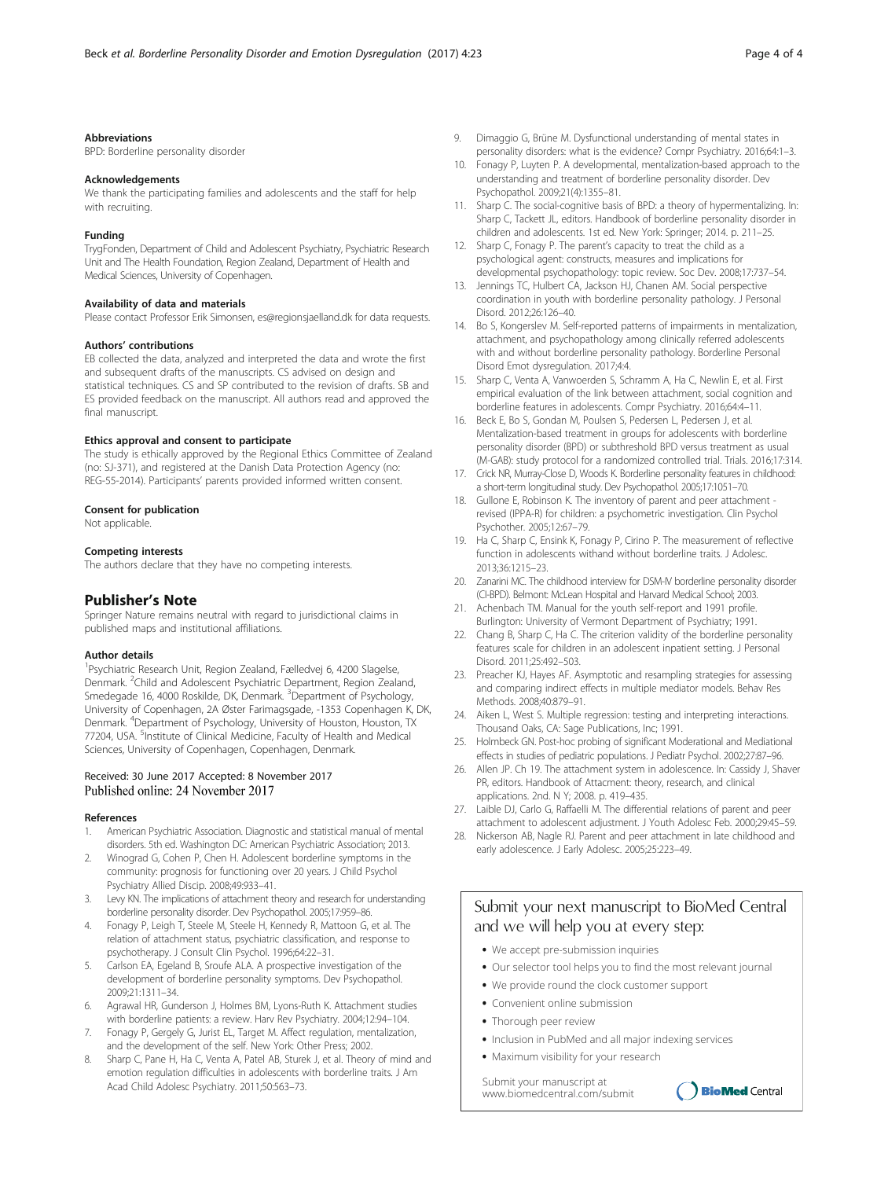### Abbreviations

BPD: Borderline personality disorder

### Acknowledgements

We thank the participating families and adolescents and the staff for help with recruiting.

### Funding

TrygFonden, Department of Child and Adolescent Psychiatry, Psychiatric Research Unit and The Health Foundation, Region Zealand, Department of Health and Medical Sciences, University of Copenhagen.

### Availability of data and materials

Please contact Professor Erik Simonsen, es@regionsjaelland.dk for data requests.

### Authors' contributions

EB collected the data, analyzed and interpreted the data and wrote the first and subsequent drafts of the manuscripts. CS advised on design and statistical techniques. CS and SP contributed to the revision of drafts. SB and ES provided feedback on the manuscript. All authors read and approved the final manuscript.

### Ethics approval and consent to participate

The study is ethically approved by the Regional Ethics Committee of Zealand (no: SJ-371), and registered at the Danish Data Protection Agency (no: REG-55-2014). Participants' parents provided informed written consent.

### Consent for publication

Not applicable.

### Competing interests

The authors declare that they have no competing interests.

## Publisher's Note

Springer Nature remains neutral with regard to jurisdictional claims in published maps and institutional affiliations.

### Author details

[1]Psychiatric Research Unit, Region Zealand, Fælledvej 6, 4200 Slagelse, Denmark. [2]Child and Adolescent Psychiatric Department, Region Zealand, Smedegade 16, 4000 Roskilde, DK, Denmark. [3]Department of Psychology, University of Copenhagen, 2A Øster Farimagsgade, -1353 Copenhagen K, DK, Denmark. [4]Department of Psychology, University of Houston, Houston, TX 77204, USA. [5]Institute of Clinical Medicine, Faculty of Health and Medical Sciences, University of Copenhagen, Copenhagen, Denmark.

Received: 30 June 2017 Accepted: 8 November 2017
Published online: 24 November 2017

### References

1. American Psychiatric Association. Diagnostic and statistical manual of mental disorders. 5th ed. Washington DC: American Psychiatric Association; 2013.
2. Winograd G, Cohen P, Chen H. Adolescent borderline symptoms in the community: prognosis for functioning over 20 years. J Child Psychol Psychiatry Allied Discip. 2008;49:933–41.
3. Levy KN. The implications of attachment theory and research for understanding borderline personality disorder. Dev Psychopathol. 2005;17:959–86.
4. Fonagy P, Leigh T, Steele M, Steele H, Kennedy R, Mattoon G, et al. The relation of attachment status, psychiatric classification, and response to psychotherapy. J Consult Clin Psychol. 1996;64:22–31.
5. Carlson EA, Egeland B, Sroufe ALA. A prospective investigation of the development of borderline personality symptoms. Dev Psychopathol. 2009;21:1311–34.
6. Agrawal HR, Gunderson J, Holmes BM, Lyons-Ruth K. Attachment studies with borderline patients: a review. Harv Rev Psychiatry. 2004;12:94–104.
7. Fonagy P, Gergely G, Jurist EL, Target M. Affect regulation, mentalization, and the development of the self. New York: Other Press; 2002.
8. Sharp C, Pane H, Ha C, Venta A, Patel AB, Sturek J, et al. Theory of mind and emotion regulation difficulties in adolescents with borderline traits. J Am Acad Child Adolesc Psychiatry. 2011;50:563–73.
9. Dimaggio G, Brüne M. Dysfunctional understanding of mental states in personality disorders: what is the evidence? Compr Psychiatry. 2016;64:1–3.
10. Fonagy P, Luyten P. A developmental, mentalization-based approach to the understanding and treatment of borderline personality disorder. Dev Psychopathol. 2009;21(4):1355–81.
11. Sharp C. The social-cognitive basis of BPD: a theory of hypermentalizing. In: Sharp C, Tackett JL, editors. Handbook of borderline personality disorder in children and adolescents. 1st ed. New York: Springer; 2014. p. 211–25.
12. Sharp C, Fonagy P. The parent's capacity to treat the child as a psychological agent: constructs, measures and implications for developmental psychopathology: topic review. Soc Dev. 2008;17:737–54.
13. Jennings TC, Hulbert CA, Jackson HJ, Chanen AM. Social perspective coordination in youth with borderline personality pathology. J Personal Disord. 2012;26:126–40.
14. Bo S, Kongerslev M. Self-reported patterns of impairments in mentalization, attachment, and psychopathology among clinically referred adolescents with and without borderline personality pathology. Borderline Personal Disord Emot dysregulation. 2017;4:4.
15. Sharp C, Venta A, Vanwoerden S, Schramm A, Ha C, Newlin E, et al. First empirical evaluation of the link between attachment, social cognition and borderline features in adolescents. Compr Psychiatry. 2016;64:4–11.
16. Beck E, Bo S, Gondan M, Poulsen S, Pedersen L, Pedersen J, et al. Mentalization-based treatment in groups for adolescents with borderline personality disorder (BPD) or subthreshold BPD versus treatment as usual (M-GAB): study protocol for a randomized controlled trial. Trials. 2016;17:314.
17. Crick NR, Murray-Close D, Woods K. Borderline personality features in childhood: a short-term longitudinal study. Dev Psychopathol. 2005;17:1051–70.
18. Gullone E, Robinson K. The inventory of parent and peer attachment - revised (IPPA-R) for children: a psychometric investigation. Clin Psychol Psychother. 2005;12:67–79.
19. Ha C, Sharp C, Ensink K, Fonagy P, Cirino P. The measurement of reflective function in adolescents withand without borderline traits. J Adolesc. 2013;36:1215–23.
20. Zanarini MC. The childhood interview for DSM-IV borderline personality disorder (CI-BPD). Belmont: McLean Hospital and Harvard Medical School; 2003.
21. Achenbach TM. Manual for the youth self-report and 1991 profile. Burlington: University of Vermont Department of Psychiatry; 1991.
22. Chang B, Sharp C, Ha C. The criterion validity of the borderline personality features scale for children in an adolescent inpatient setting. J Personal Disord. 2011;25:492–503.
23. Preacher KJ, Hayes AF. Asymptotic and resampling strategies for assessing and comparing indirect effects in multiple mediator models. Behav Res Methods. 2008;40:879–91.
24. Aiken L, West S. Multiple regression: testing and interpreting interactions. Thousand Oaks, CA: Sage Publications, Inc; 1991.
25. Holmbeck GN. Post-hoc probing of significant Moderational and Mediational effects in studies of pediatric populations. J Pediatr Psychol. 2002;27:87–96.
26. Allen JP. Ch 19. The attachment system in adolescence. In: Cassidy J, Shaver PR, editors. Handbook of Attacment: theory, research, and clinical applications. 2nd. N Y; 2008. p. 419–435.
27. Laible DJ, Carlo G, Raffaelli M. The differential relations of parent and peer attachment to adolescent adjustment. J Youth Adolesc Feb. 2000;29:45–59.
28. Nickerson AB, Nagle RJ. Parent and peer attachment in late childhood and early adolescence. J Early Adolesc. 2005;25:223–49.

Submit your next manuscript to BioMed Central and we will help you at every step:

- We accept pre-submission inquiries
- Our selector tool helps you to find the most relevant journal
- We provide round the clock customer support
- Convenient online submission
- Thorough peer review
- Inclusion in PubMed and all major indexing services
- Maximum visibility for your research

Submit your manuscript at www.biomedcentral.com/submit